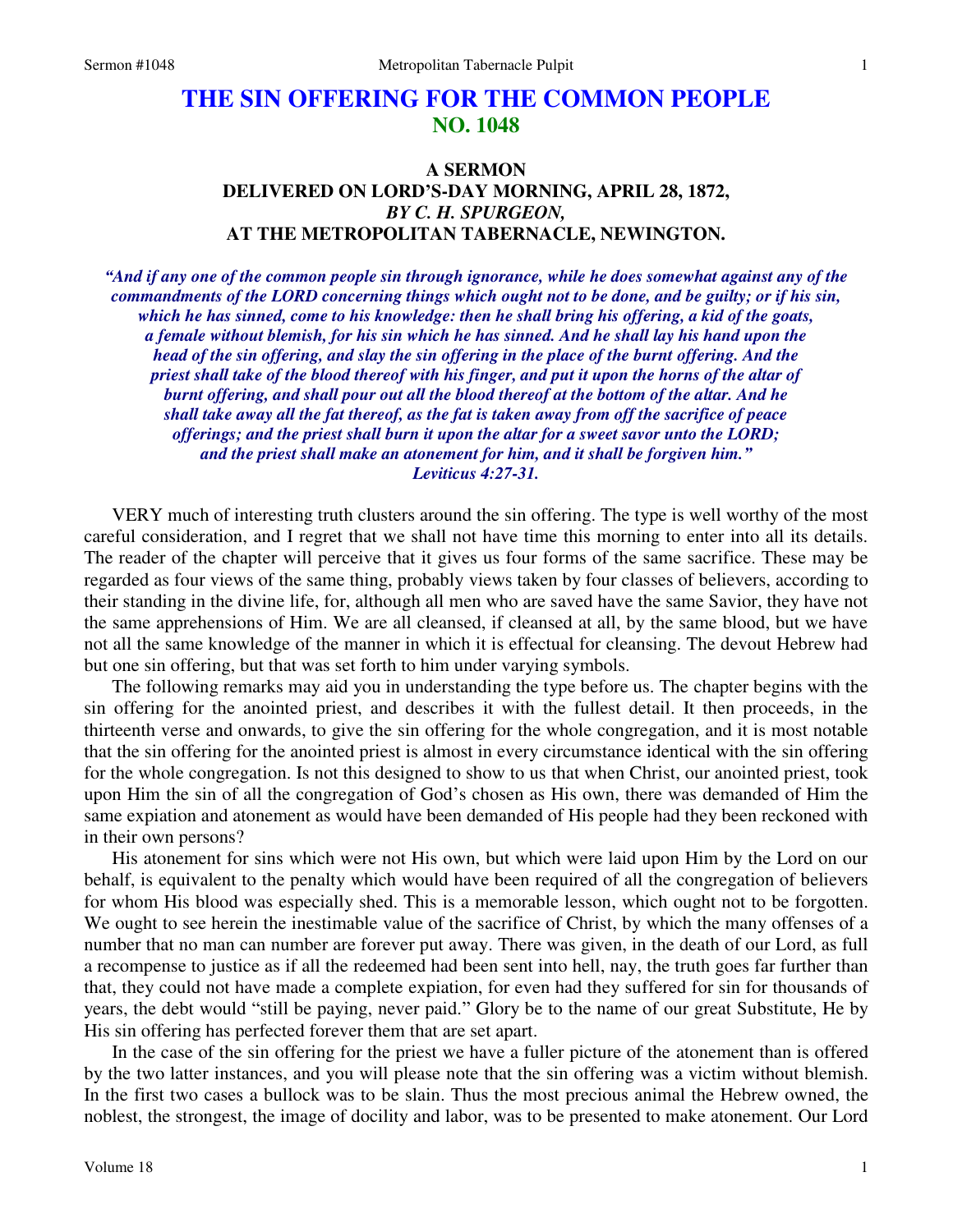# THE SIN OFFERING FOR THE COMMON PEOPLE
## NO. 1048

### A SERMON
### DELIVERED ON LORD'S-DAY MORNING, APRIL 28, 1872,
### *BY C. H. SPURGEON,*
### AT THE METROPOLITAN TABERNACLE, NEWINGTON.

***"And if any one of the common people sin through ignorance, while he does somewhat against any of the commandments of the LORD concerning things which ought not to be done, and be guilty; or if his sin, which he has sinned, come to his knowledge: then he shall bring his offering, a kid of the goats, a female without blemish, for his sin which he has sinned. And he shall lay his hand upon the head of the sin offering, and slay the sin offering in the place of the burnt offering. And the priest shall take of the blood thereof with his finger, and put it upon the horns of the altar of burnt offering, and shall pour out all the blood thereof at the bottom of the altar. And he shall take away all the fat thereof, as the fat is taken away from off the sacrifice of peace offerings; and the priest shall burn it upon the altar for a sweet savor unto the LORD; and the priest shall make an atonement for him, and it shall be forgiven him." Leviticus 4:27-31.***

VERY much of interesting truth clusters around the sin offering. The type is well worthy of the most careful consideration, and I regret that we shall not have time this morning to enter into all its details. The reader of the chapter will perceive that it gives us four forms of the same sacrifice. These may be regarded as four views of the same thing, probably views taken by four classes of believers, according to their standing in the divine life, for, although all men who are saved have the same Savior, they have not the same apprehensions of Him. We are all cleansed, if cleansed at all, by the same blood, but we have not all the same knowledge of the manner in which it is effectual for cleansing. The devout Hebrew had but one sin offering, but that was set forth to him under varying symbols.

The following remarks may aid you in understanding the type before us. The chapter begins with the sin offering for the anointed priest, and describes it with the fullest detail. It then proceeds, in the thirteenth verse and onwards, to give the sin offering for the whole congregation, and it is most notable that the sin offering for the anointed priest is almost in every circumstance identical with the sin offering for the whole congregation. Is not this designed to show to us that when Christ, our anointed priest, took upon Him the sin of all the congregation of God's chosen as His own, there was demanded of Him the same expiation and atonement as would have been demanded of His people had they been reckoned with in their own persons?

His atonement for sins which were not His own, but which were laid upon Him by the Lord on our behalf, is equivalent to the penalty which would have been required of all the congregation of believers for whom His blood was especially shed. This is a memorable lesson, which ought not to be forgotten. We ought to see herein the inestimable value of the sacrifice of Christ, by which the many offenses of a number that no man can number are forever put away. There was given, in the death of our Lord, as full a recompense to justice as if all the redeemed had been sent into hell, nay, the truth goes far further than that, they could not have made a complete expiation, for even had they suffered for sin for thousands of years, the debt would "still be paying, never paid." Glory be to the name of our great Substitute, He by His sin offering has perfected forever them that are set apart.

In the case of the sin offering for the priest we have a fuller picture of the atonement than is offered by the two latter instances, and you will please note that the sin offering was a victim without blemish. In the first two cases a bullock was to be slain. Thus the most precious animal the Hebrew owned, the noblest, the strongest, the image of docility and labor, was to be presented to make atonement. Our Lord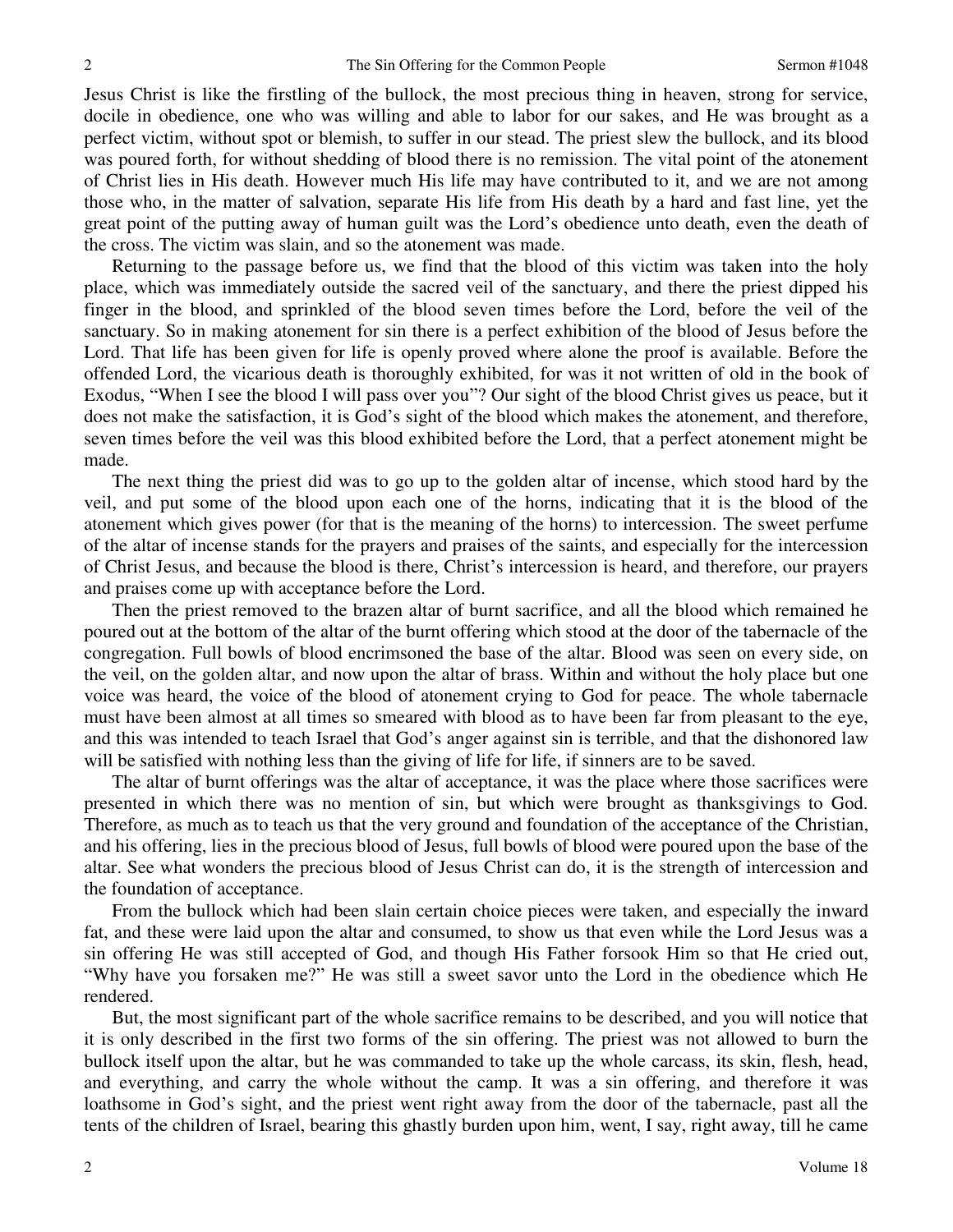Jesus Christ is like the firstling of the bullock, the most precious thing in heaven, strong for service, docile in obedience, one who was willing and able to labor for our sakes, and He was brought as a perfect victim, without spot or blemish, to suffer in our stead. The priest slew the bullock, and its blood was poured forth, for without shedding of blood there is no remission. The vital point of the atonement of Christ lies in His death. However much His life may have contributed to it, and we are not among those who, in the matter of salvation, separate His life from His death by a hard and fast line, yet the great point of the putting away of human guilt was the Lord's obedience unto death, even the death of the cross. The victim was slain, and so the atonement was made.

Returning to the passage before us, we find that the blood of this victim was taken into the holy place, which was immediately outside the sacred veil of the sanctuary, and there the priest dipped his finger in the blood, and sprinkled of the blood seven times before the Lord, before the veil of the sanctuary. So in making atonement for sin there is a perfect exhibition of the blood of Jesus before the Lord. That life has been given for life is openly proved where alone the proof is available. Before the offended Lord, the vicarious death is thoroughly exhibited, for was it not written of old in the book of Exodus, "When I see the blood I will pass over you"? Our sight of the blood Christ gives us peace, but it does not make the satisfaction, it is God's sight of the blood which makes the atonement, and therefore, seven times before the veil was this blood exhibited before the Lord, that a perfect atonement might be made.

The next thing the priest did was to go up to the golden altar of incense, which stood hard by the veil, and put some of the blood upon each one of the horns, indicating that it is the blood of the atonement which gives power (for that is the meaning of the horns) to intercession. The sweet perfume of the altar of incense stands for the prayers and praises of the saints, and especially for the intercession of Christ Jesus, and because the blood is there, Christ's intercession is heard, and therefore, our prayers and praises come up with acceptance before the Lord.

Then the priest removed to the brazen altar of burnt sacrifice, and all the blood which remained he poured out at the bottom of the altar of the burnt offering which stood at the door of the tabernacle of the congregation. Full bowls of blood encrimsoned the base of the altar. Blood was seen on every side, on the veil, on the golden altar, and now upon the altar of brass. Within and without the holy place but one voice was heard, the voice of the blood of atonement crying to God for peace. The whole tabernacle must have been almost at all times so smeared with blood as to have been far from pleasant to the eye, and this was intended to teach Israel that God's anger against sin is terrible, and that the dishonored law will be satisfied with nothing less than the giving of life for life, if sinners are to be saved.

The altar of burnt offerings was the altar of acceptance, it was the place where those sacrifices were presented in which there was no mention of sin, but which were brought as thanksgivings to God. Therefore, as much as to teach us that the very ground and foundation of the acceptance of the Christian, and his offering, lies in the precious blood of Jesus, full bowls of blood were poured upon the base of the altar. See what wonders the precious blood of Jesus Christ can do, it is the strength of intercession and the foundation of acceptance.

From the bullock which had been slain certain choice pieces were taken, and especially the inward fat, and these were laid upon the altar and consumed, to show us that even while the Lord Jesus was a sin offering He was still accepted of God, and though His Father forsook Him so that He cried out, "Why have you forsaken me?" He was still a sweet savor unto the Lord in the obedience which He rendered.

But, the most significant part of the whole sacrifice remains to be described, and you will notice that it is only described in the first two forms of the sin offering. The priest was not allowed to burn the bullock itself upon the altar, but he was commanded to take up the whole carcass, its skin, flesh, head, and everything, and carry the whole without the camp. It was a sin offering, and therefore it was loathsome in God's sight, and the priest went right away from the door of the tabernacle, past all the tents of the children of Israel, bearing this ghastly burden upon him, went, I say, right away, till he came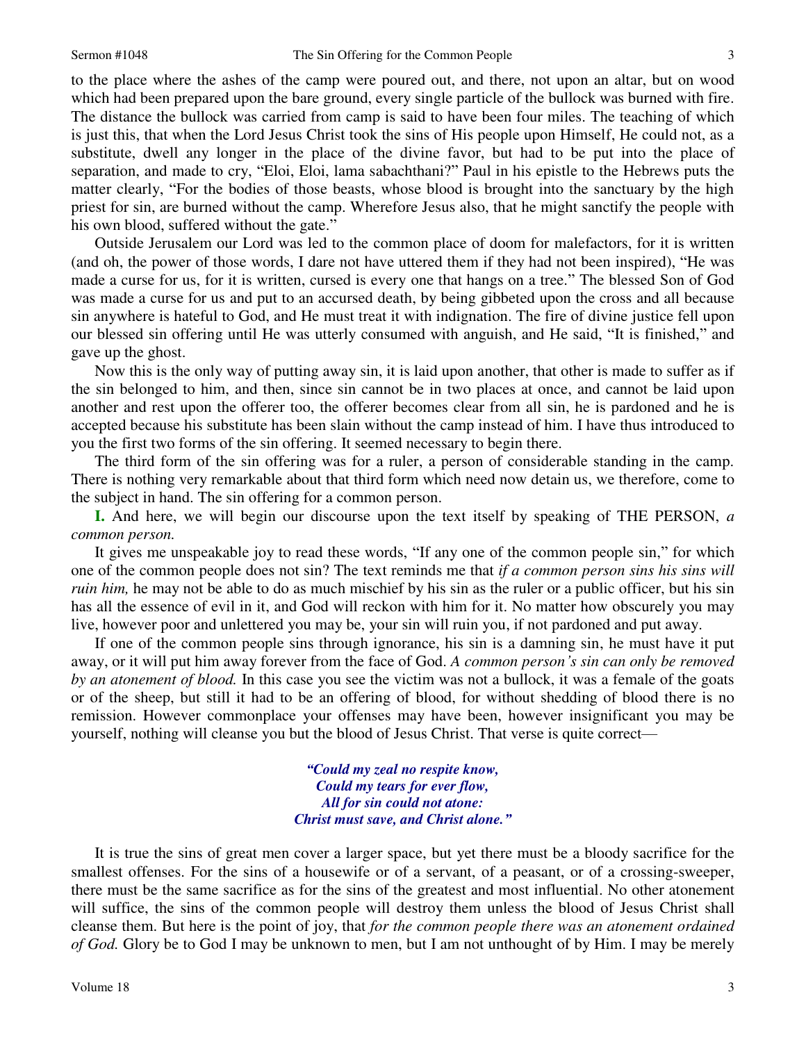to the place where the ashes of the camp were poured out, and there, not upon an altar, but on wood which had been prepared upon the bare ground, every single particle of the bullock was burned with fire. The distance the bullock was carried from camp is said to have been four miles. The teaching of which is just this, that when the Lord Jesus Christ took the sins of His people upon Himself, He could not, as a substitute, dwell any longer in the place of the divine favor, but had to be put into the place of separation, and made to cry, "Eloi, Eloi, lama sabachthani?" Paul in his epistle to the Hebrews puts the matter clearly, "For the bodies of those beasts, whose blood is brought into the sanctuary by the high priest for sin, are burned without the camp. Wherefore Jesus also, that he might sanctify the people with his own blood, suffered without the gate."

Outside Jerusalem our Lord was led to the common place of doom for malefactors, for it is written (and oh, the power of those words, I dare not have uttered them if they had not been inspired), "He was made a curse for us, for it is written, cursed is every one that hangs on a tree." The blessed Son of God was made a curse for us and put to an accursed death, by being gibbeted upon the cross and all because sin anywhere is hateful to God, and He must treat it with indignation. The fire of divine justice fell upon our blessed sin offering until He was utterly consumed with anguish, and He said, "It is finished," and gave up the ghost.

Now this is the only way of putting away sin, it is laid upon another, that other is made to suffer as if the sin belonged to him, and then, since sin cannot be in two places at once, and cannot be laid upon another and rest upon the offerer too, the offerer becomes clear from all sin, he is pardoned and he is accepted because his substitute has been slain without the camp instead of him. I have thus introduced to you the first two forms of the sin offering. It seemed necessary to begin there.

The third form of the sin offering was for a ruler, a person of considerable standing in the camp. There is nothing very remarkable about that third form which need now detain us, we therefore, come to the subject in hand. The sin offering for a common person.

**I.** And here, we will begin our discourse upon the text itself by speaking of THE PERSON, *a common person.*

It gives me unspeakable joy to read these words, "If any one of the common people sin," for which one of the common people does not sin? The text reminds me that *if a common person sins his sins will ruin him,* he may not be able to do as much mischief by his sin as the ruler or a public officer, but his sin has all the essence of evil in it, and God will reckon with him for it. No matter how obscurely you may live, however poor and unlettered you may be, your sin will ruin you, if not pardoned and put away.

If one of the common people sins through ignorance, his sin is a damning sin, he must have it put away, or it will put him away forever from the face of God. *A common person's sin can only be removed by an atonement of blood.* In this case you see the victim was not a bullock, it was a female of the goats or of the sheep, but still it had to be an offering of blood, for without shedding of blood there is no remission. However commonplace your offenses may have been, however insignificant you may be yourself, nothing will cleanse you but the blood of Jesus Christ. That verse is quite correct—

> ***"Could my zeal no respite know,***
> ***Could my tears for ever flow,***
> ***All for sin could not atone:***
> ***Christ must save, and Christ alone."***

It is true the sins of great men cover a larger space, but yet there must be a bloody sacrifice for the smallest offenses. For the sins of a housewife or of a servant, of a peasant, or of a crossing-sweeper, there must be the same sacrifice as for the sins of the greatest and most influential. No other atonement will suffice, the sins of the common people will destroy them unless the blood of Jesus Christ shall cleanse them. But here is the point of joy, that *for the common people there was an atonement ordained of God.* Glory be to God I may be unknown to men, but I am not unthought of by Him. I may be merely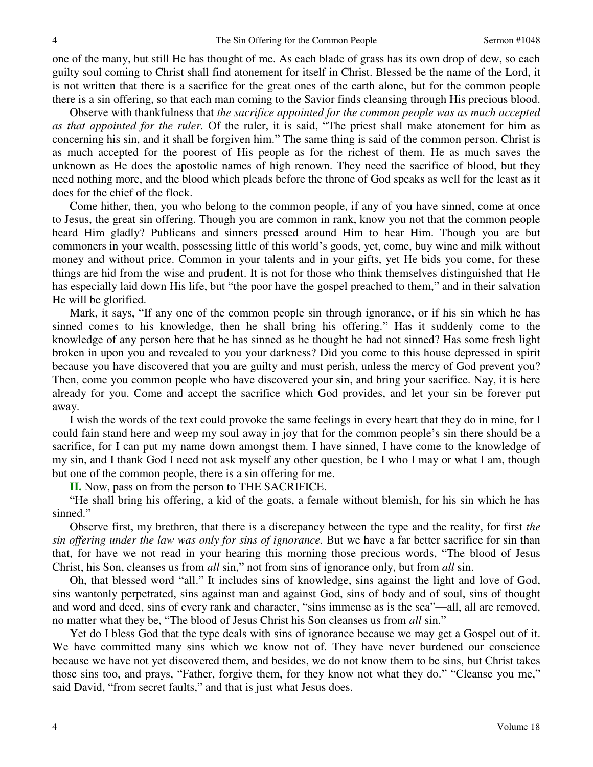one of the many, but still He has thought of me. As each blade of grass has its own drop of dew, so each guilty soul coming to Christ shall find atonement for itself in Christ. Blessed be the name of the Lord, it is not written that there is a sacrifice for the great ones of the earth alone, but for the common people there is a sin offering, so that each man coming to the Savior finds cleansing through His precious blood.

Observe with thankfulness that *the sacrifice appointed for the common people was as much accepted as that appointed for the ruler.* Of the ruler, it is said, "The priest shall make atonement for him as concerning his sin, and it shall be forgiven him." The same thing is said of the common person. Christ is as much accepted for the poorest of His people as for the richest of them. He as much saves the unknown as He does the apostolic names of high renown. They need the sacrifice of blood, but they need nothing more, and the blood which pleads before the throne of God speaks as well for the least as it does for the chief of the flock.

Come hither, then, you who belong to the common people, if any of you have sinned, come at once to Jesus, the great sin offering. Though you are common in rank, know you not that the common people heard Him gladly? Publicans and sinners pressed around Him to hear Him. Though you are but commoners in your wealth, possessing little of this world's goods, yet, come, buy wine and milk without money and without price. Common in your talents and in your gifts, yet He bids you come, for these things are hid from the wise and prudent. It is not for those who think themselves distinguished that He has especially laid down His life, but "the poor have the gospel preached to them," and in their salvation He will be glorified.

Mark, it says, "If any one of the common people sin through ignorance, or if his sin which he has sinned comes to his knowledge, then he shall bring his offering." Has it suddenly come to the knowledge of any person here that he has sinned as he thought he had not sinned? Has some fresh light broken in upon you and revealed to you your darkness? Did you come to this house depressed in spirit because you have discovered that you are guilty and must perish, unless the mercy of God prevent you? Then, come you common people who have discovered your sin, and bring your sacrifice. Nay, it is here already for you. Come and accept the sacrifice which God provides, and let your sin be forever put away.

I wish the words of the text could provoke the same feelings in every heart that they do in mine, for I could fain stand here and weep my soul away in joy that for the common people's sin there should be a sacrifice, for I can put my name down amongst them. I have sinned, I have come to the knowledge of my sin, and I thank God I need not ask myself any other question, be I who I may or what I am, though but one of the common people, there is a sin offering for me.

**II.** Now, pass on from the person to THE SACRIFICE.

"He shall bring his offering, a kid of the goats, a female without blemish, for his sin which he has sinned."

Observe first, my brethren, that there is a discrepancy between the type and the reality, for first *the sin offering under the law was only for sins of ignorance.* But we have a far better sacrifice for sin than that, for have we not read in your hearing this morning those precious words, "The blood of Jesus Christ, his Son, cleanses us from *all* sin," not from sins of ignorance only, but from *all* sin.

Oh, that blessed word "all." It includes sins of knowledge, sins against the light and love of God, sins wantonly perpetrated, sins against man and against God, sins of body and of soul, sins of thought and word and deed, sins of every rank and character, "sins immense as is the sea"—all, all are removed, no matter what they be, "The blood of Jesus Christ his Son cleanses us from *all* sin."

Yet do I bless God that the type deals with sins of ignorance because we may get a Gospel out of it. We have committed many sins which we know not of. They have never burdened our conscience because we have not yet discovered them, and besides, we do not know them to be sins, but Christ takes those sins too, and prays, "Father, forgive them, for they know not what they do." "Cleanse you me," said David, "from secret faults," and that is just what Jesus does.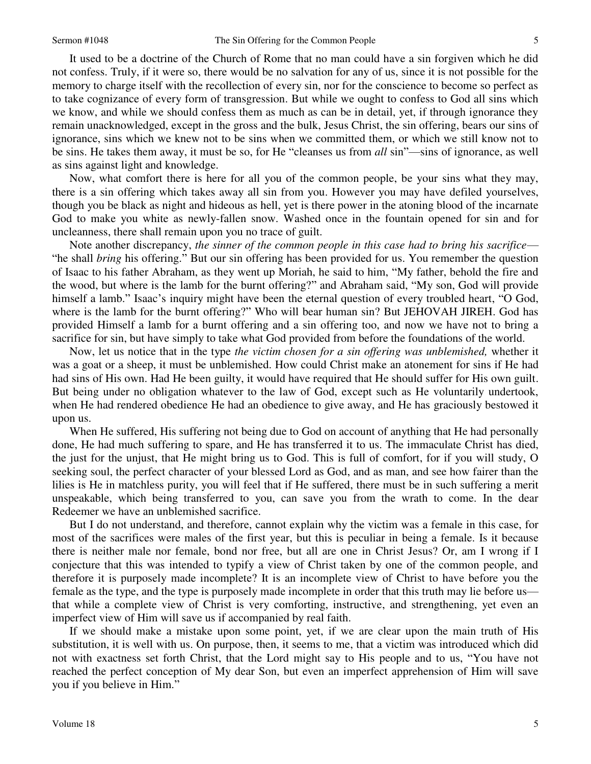It used to be a doctrine of the Church of Rome that no man could have a sin forgiven which he did not confess. Truly, if it were so, there would be no salvation for any of us, since it is not possible for the memory to charge itself with the recollection of every sin, nor for the conscience to become so perfect as to take cognizance of every form of transgression. But while we ought to confess to God all sins which we know, and while we should confess them as much as can be in detail, yet, if through ignorance they remain unacknowledged, except in the gross and the bulk, Jesus Christ, the sin offering, bears our sins of ignorance, sins which we knew not to be sins when we committed them, or which we still know not to be sins. He takes them away, it must be so, for He "cleanses us from *all* sin"—sins of ignorance, as well as sins against light and knowledge.

Now, what comfort there is here for all you of the common people, be your sins what they may, there is a sin offering which takes away all sin from you. However you may have defiled yourselves, though you be black as night and hideous as hell, yet is there power in the atoning blood of the incarnate God to make you white as newly-fallen snow. Washed once in the fountain opened for sin and for uncleanness, there shall remain upon you no trace of guilt.

Note another discrepancy, *the sinner of the common people in this case had to bring his sacrifice*—"he shall *bring* his offering." But our sin offering has been provided for us. You remember the question of Isaac to his father Abraham, as they went up Moriah, he said to him, "My father, behold the fire and the wood, but where is the lamb for the burnt offering?" and Abraham said, "My son, God will provide himself a lamb." Isaac's inquiry might have been the eternal question of every troubled heart, "O God, where is the lamb for the burnt offering?" Who will bear human sin? But JEHOVAH JIREH. God has provided Himself a lamb for a burnt offering and a sin offering too, and now we have not to bring a sacrifice for sin, but have simply to take what God provided from before the foundations of the world.

Now, let us notice that in the type *the victim chosen for a sin offering was unblemished,* whether it was a goat or a sheep, it must be unblemished. How could Christ make an atonement for sins if He had had sins of His own. Had He been guilty, it would have required that He should suffer for His own guilt. But being under no obligation whatever to the law of God, except such as He voluntarily undertook, when He had rendered obedience He had an obedience to give away, and He has graciously bestowed it upon us.

When He suffered, His suffering not being due to God on account of anything that He had personally done, He had much suffering to spare, and He has transferred it to us. The immaculate Christ has died, the just for the unjust, that He might bring us to God. This is full of comfort, for if you will study, O seeking soul, the perfect character of your blessed Lord as God, and as man, and see how fairer than the lilies is He in matchless purity, you will feel that if He suffered, there must be in such suffering a merit unspeakable, which being transferred to you, can save you from the wrath to come. In the dear Redeemer we have an unblemished sacrifice.

But I do not understand, and therefore, cannot explain why the victim was a female in this case, for most of the sacrifices were males of the first year, but this is peculiar in being a female. Is it because there is neither male nor female, bond nor free, but all are one in Christ Jesus? Or, am I wrong if I conjecture that this was intended to typify a view of Christ taken by one of the common people, and therefore it is purposely made incomplete? It is an incomplete view of Christ to have before you the female as the type, and the type is purposely made incomplete in order that this truth may lie before us—that while a complete view of Christ is very comforting, instructive, and strengthening, yet even an imperfect view of Him will save us if accompanied by real faith.

If we should make a mistake upon some point, yet, if we are clear upon the main truth of His substitution, it is well with us. On purpose, then, it seems to me, that a victim was introduced which did not with exactness set forth Christ, that the Lord might say to His people and to us, "You have not reached the perfect conception of My dear Son, but even an imperfect apprehension of Him will save you if you believe in Him."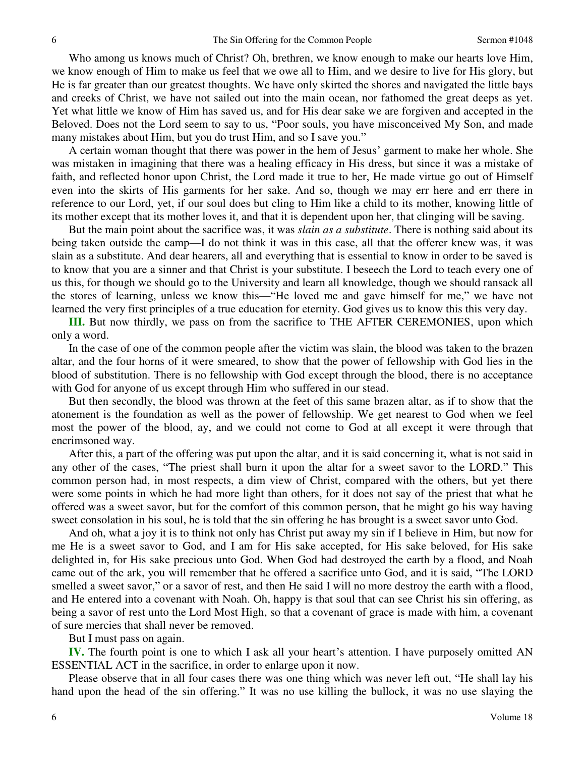Who among us knows much of Christ? Oh, brethren, we know enough to make our hearts love Him, we know enough of Him to make us feel that we owe all to Him, and we desire to live for His glory, but He is far greater than our greatest thoughts. We have only skirted the shores and navigated the little bays and creeks of Christ, we have not sailed out into the main ocean, nor fathomed the great deeps as yet. Yet what little we know of Him has saved us, and for His dear sake we are forgiven and accepted in the Beloved. Does not the Lord seem to say to us, "Poor souls, you have misconceived My Son, and made many mistakes about Him, but you do trust Him, and so I save you."

A certain woman thought that there was power in the hem of Jesus' garment to make her whole. She was mistaken in imagining that there was a healing efficacy in His dress, but since it was a mistake of faith, and reflected honor upon Christ, the Lord made it true to her, He made virtue go out of Himself even into the skirts of His garments for her sake. And so, though we may err here and err there in reference to our Lord, yet, if our soul does but cling to Him like a child to its mother, knowing little of its mother except that its mother loves it, and that it is dependent upon her, that clinging will be saving.

But the main point about the sacrifice was, it was *slain as a substitute*. There is nothing said about its being taken outside the camp—I do not think it was in this case, all that the offerer knew was, it was slain as a substitute. And dear hearers, all and everything that is essential to know in order to be saved is to know that you are a sinner and that Christ is your substitute. I beseech the Lord to teach every one of us this, for though we should go to the University and learn all knowledge, though we should ransack all the stores of learning, unless we know this—"He loved me and gave himself for me," we have not learned the very first principles of a true education for eternity. God gives us to know this this very day.

**III.** But now thirdly, we pass on from the sacrifice to THE AFTER CEREMONIES, upon which only a word.

In the case of one of the common people after the victim was slain, the blood was taken to the brazen altar, and the four horns of it were smeared, to show that the power of fellowship with God lies in the blood of substitution. There is no fellowship with God except through the blood, there is no acceptance with God for anyone of us except through Him who suffered in our stead.

But then secondly, the blood was thrown at the feet of this same brazen altar, as if to show that the atonement is the foundation as well as the power of fellowship. We get nearest to God when we feel most the power of the blood, ay, and we could not come to God at all except it were through that encrimsoned way.

After this, a part of the offering was put upon the altar, and it is said concerning it, what is not said in any other of the cases, "The priest shall burn it upon the altar for a sweet savor to the LORD." This common person had, in most respects, a dim view of Christ, compared with the others, but yet there were some points in which he had more light than others, for it does not say of the priest that what he offered was a sweet savor, but for the comfort of this common person, that he might go his way having sweet consolation in his soul, he is told that the sin offering he has brought is a sweet savor unto God.

And oh, what a joy it is to think not only has Christ put away my sin if I believe in Him, but now for me He is a sweet savor to God, and I am for His sake accepted, for His sake beloved, for His sake delighted in, for His sake precious unto God. When God had destroyed the earth by a flood, and Noah came out of the ark, you will remember that he offered a sacrifice unto God, and it is said, "The LORD smelled a sweet savor," or a savor of rest, and then He said I will no more destroy the earth with a flood, and He entered into a covenant with Noah. Oh, happy is that soul that can see Christ his sin offering, as being a savor of rest unto the Lord Most High, so that a covenant of grace is made with him, a covenant of sure mercies that shall never be removed.

But I must pass on again.

**IV.** The fourth point is one to which I ask all your heart's attention. I have purposely omitted AN ESSENTIAL ACT in the sacrifice, in order to enlarge upon it now.

Please observe that in all four cases there was one thing which was never left out, "He shall lay his hand upon the head of the sin offering." It was no use killing the bullock, it was no use slaying the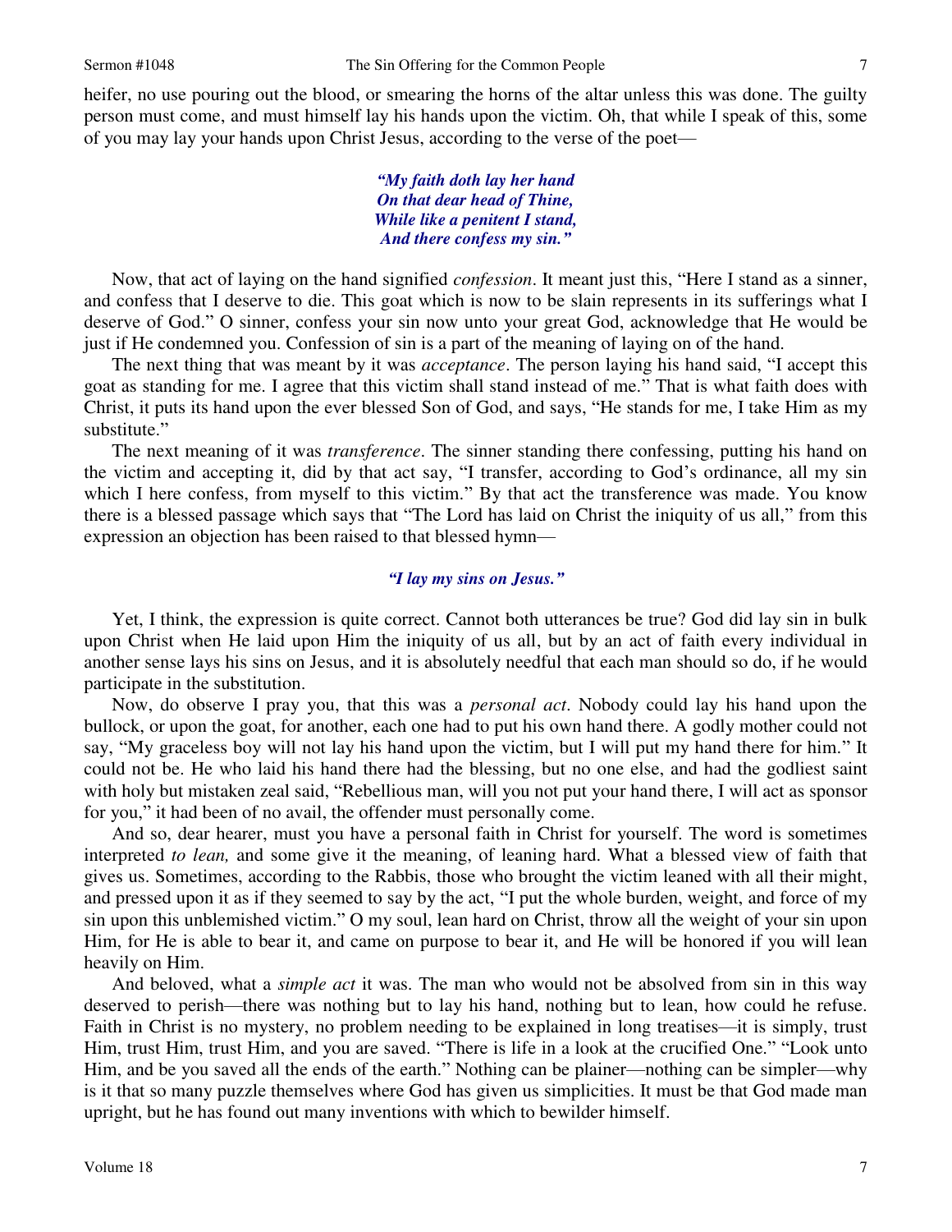heifer, no use pouring out the blood, or smearing the horns of the altar unless this was done. The guilty person must come, and must himself lay his hands upon the victim. Oh, that while I speak of this, some of you may lay your hands upon Christ Jesus, according to the verse of the poet—

> ***"My faith doth lay her hand***
> ***On that dear head of Thine,***
> ***While like a penitent I stand,***
> ***And there confess my sin."***

Now, that act of laying on the hand signified *confession*. It meant just this, "Here I stand as a sinner, and confess that I deserve to die. This goat which is now to be slain represents in its sufferings what I deserve of God." O sinner, confess your sin now unto your great God, acknowledge that He would be just if He condemned you. Confession of sin is a part of the meaning of laying on of the hand.

The next thing that was meant by it was *acceptance*. The person laying his hand said, "I accept this goat as standing for me. I agree that this victim shall stand instead of me." That is what faith does with Christ, it puts its hand upon the ever blessed Son of God, and says, "He stands for me, I take Him as my substitute."

The next meaning of it was *transference*. The sinner standing there confessing, putting his hand on the victim and accepting it, did by that act say, "I transfer, according to God's ordinance, all my sin which I here confess, from myself to this victim." By that act the transference was made. You know there is a blessed passage which says that "The Lord has laid on Christ the iniquity of us all," from this expression an objection has been raised to that blessed hymn—

> ***"I lay my sins on Jesus."***

Yet, I think, the expression is quite correct. Cannot both utterances be true? God did lay sin in bulk upon Christ when He laid upon Him the iniquity of us all, but by an act of faith every individual in another sense lays his sins on Jesus, and it is absolutely needful that each man should so do, if he would participate in the substitution.

Now, do observe I pray you, that this was a *personal act*. Nobody could lay his hand upon the bullock, or upon the goat, for another, each one had to put his own hand there. A godly mother could not say, "My graceless boy will not lay his hand upon the victim, but I will put my hand there for him." It could not be. He who laid his hand there had the blessing, but no one else, and had the godliest saint with holy but mistaken zeal said, "Rebellious man, will you not put your hand there, I will act as sponsor for you," it had been of no avail, the offender must personally come.

And so, dear hearer, must you have a personal faith in Christ for yourself. The word is sometimes interpreted *to lean,* and some give it the meaning, of leaning hard. What a blessed view of faith that gives us. Sometimes, according to the Rabbis, those who brought the victim leaned with all their might, and pressed upon it as if they seemed to say by the act, "I put the whole burden, weight, and force of my sin upon this unblemished victim." O my soul, lean hard on Christ, throw all the weight of your sin upon Him, for He is able to bear it, and came on purpose to bear it, and He will be honored if you will lean heavily on Him.

And beloved, what a *simple act* it was. The man who would not be absolved from sin in this way deserved to perish—there was nothing but to lay his hand, nothing but to lean, how could he refuse. Faith in Christ is no mystery, no problem needing to be explained in long treatises—it is simply, trust Him, trust Him, trust Him, and you are saved. "There is life in a look at the crucified One." "Look unto Him, and be you saved all the ends of the earth." Nothing can be plainer—nothing can be simpler—why is it that so many puzzle themselves where God has given us simplicities. It must be that God made man upright, but he has found out many inventions with which to bewilder himself.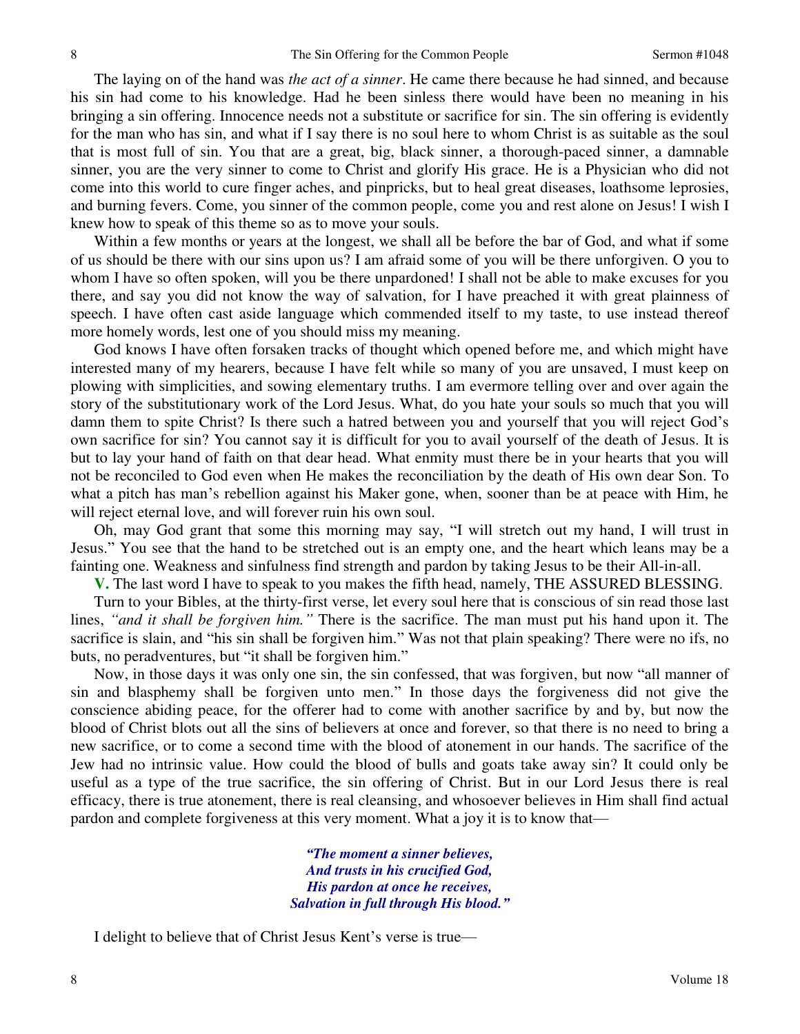The laying on of the hand was *the act of a sinner*. He came there because he had sinned, and because his sin had come to his knowledge. Had he been sinless there would have been no meaning in his bringing a sin offering. Innocence needs not a substitute or sacrifice for sin. The sin offering is evidently for the man who has sin, and what if I say there is no soul here to whom Christ is as suitable as the soul that is most full of sin. You that are a great, big, black sinner, a thorough-paced sinner, a damnable sinner, you are the very sinner to come to Christ and glorify His grace. He is a Physician who did not come into this world to cure finger aches, and pinpricks, but to heal great diseases, loathsome leprosies, and burning fevers. Come, you sinner of the common people, come you and rest alone on Jesus! I wish I knew how to speak of this theme so as to move your souls.

Within a few months or years at the longest, we shall all be before the bar of God, and what if some of us should be there with our sins upon us? I am afraid some of you will be there unforgiven. O you to whom I have so often spoken, will you be there unpardoned! I shall not be able to make excuses for you there, and say you did not know the way of salvation, for I have preached it with great plainness of speech. I have often cast aside language which commended itself to my taste, to use instead thereof more homely words, lest one of you should miss my meaning.

God knows I have often forsaken tracks of thought which opened before me, and which might have interested many of my hearers, because I have felt while so many of you are unsaved, I must keep on plowing with simplicities, and sowing elementary truths. I am evermore telling over and over again the story of the substitutionary work of the Lord Jesus. What, do you hate your souls so much that you will damn them to spite Christ? Is there such a hatred between you and yourself that you will reject God's own sacrifice for sin? You cannot say it is difficult for you to avail yourself of the death of Jesus. It is but to lay your hand of faith on that dear head. What enmity must there be in your hearts that you will not be reconciled to God even when He makes the reconciliation by the death of His own dear Son. To what a pitch has man's rebellion against his Maker gone, when, sooner than be at peace with Him, he will reject eternal love, and will forever ruin his own soul.

Oh, may God grant that some this morning may say, "I will stretch out my hand, I will trust in Jesus." You see that the hand to be stretched out is an empty one, and the heart which leans may be a fainting one. Weakness and sinfulness find strength and pardon by taking Jesus to be their All-in-all.

**V.** The last word I have to speak to you makes the fifth head, namely, THE ASSURED BLESSING.

Turn to your Bibles, at the thirty-first verse, let every soul here that is conscious of sin read those last lines, *"and it shall be forgiven him."* There is the sacrifice. The man must put his hand upon it. The sacrifice is slain, and "his sin shall be forgiven him." Was not that plain speaking? There were no ifs, no buts, no peradventures, but "it shall be forgiven him."

Now, in those days it was only one sin, the sin confessed, that was forgiven, but now "all manner of sin and blasphemy shall be forgiven unto men." In those days the forgiveness did not give the conscience abiding peace, for the offerer had to come with another sacrifice by and by, but now the blood of Christ blots out all the sins of believers at once and forever, so that there is no need to bring a new sacrifice, or to come a second time with the blood of atonement in our hands. The sacrifice of the Jew had no intrinsic value. How could the blood of bulls and goats take away sin? It could only be useful as a type of the true sacrifice, the sin offering of Christ. But in our Lord Jesus there is real efficacy, there is true atonement, there is real cleansing, and whosoever believes in Him shall find actual pardon and complete forgiveness at this very moment. What a joy it is to know that—

> ***"The moment a sinner believes,***
> ***And trusts in his crucified God,***
> ***His pardon at once he receives,***
> ***Salvation in full through His blood."***

I delight to believe that of Christ Jesus Kent's verse is true—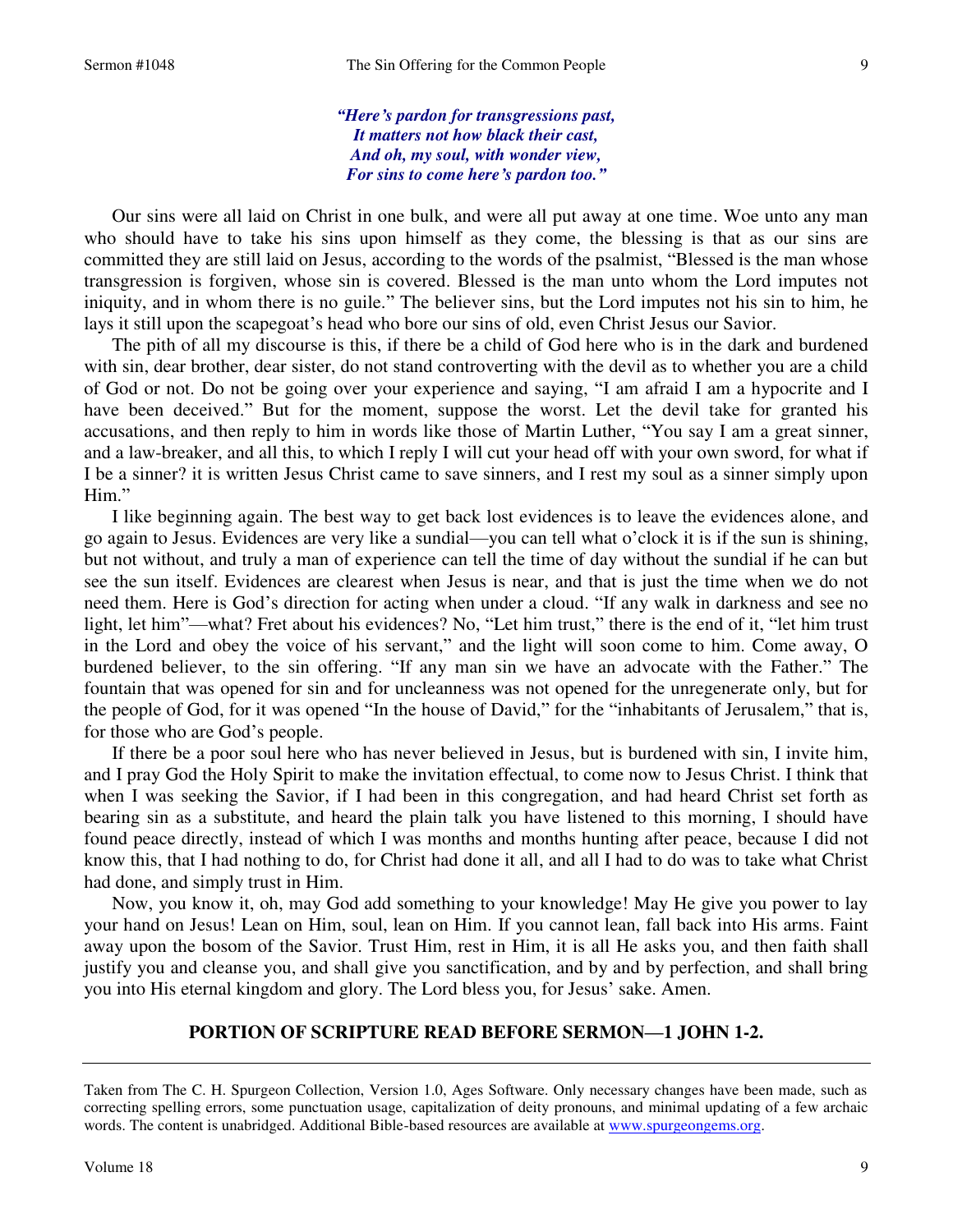*"Here's pardon for transgressions past,*
*It matters not how black their cast,*
*And oh, my soul, with wonder view,*
*For sins to come here's pardon too."*

Our sins were all laid on Christ in one bulk, and were all put away at one time. Woe unto any man who should have to take his sins upon himself as they come, the blessing is that as our sins are committed they are still laid on Jesus, according to the words of the psalmist, "Blessed is the man whose transgression is forgiven, whose sin is covered. Blessed is the man unto whom the Lord imputes not iniquity, and in whom there is no guile." The believer sins, but the Lord imputes not his sin to him, he lays it still upon the scapegoat's head who bore our sins of old, even Christ Jesus our Savior.

The pith of all my discourse is this, if there be a child of God here who is in the dark and burdened with sin, dear brother, dear sister, do not stand controverting with the devil as to whether you are a child of God or not. Do not be going over your experience and saying, "I am afraid I am a hypocrite and I have been deceived." But for the moment, suppose the worst. Let the devil take for granted his accusations, and then reply to him in words like those of Martin Luther, "You say I am a great sinner, and a law-breaker, and all this, to which I reply I will cut your head off with your own sword, for what if I be a sinner? it is written Jesus Christ came to save sinners, and I rest my soul as a sinner simply upon Him."

I like beginning again. The best way to get back lost evidences is to leave the evidences alone, and go again to Jesus. Evidences are very like a sundial—you can tell what o'clock it is if the sun is shining, but not without, and truly a man of experience can tell the time of day without the sundial if he can but see the sun itself. Evidences are clearest when Jesus is near, and that is just the time when we do not need them. Here is God's direction for acting when under a cloud. "If any walk in darkness and see no light, let him"—what? Fret about his evidences? No, "Let him trust," there is the end of it, "let him trust in the Lord and obey the voice of his servant," and the light will soon come to him. Come away, O burdened believer, to the sin offering. "If any man sin we have an advocate with the Father." The fountain that was opened for sin and for uncleanness was not opened for the unregenerate only, but for the people of God, for it was opened "In the house of David," for the "inhabitants of Jerusalem," that is, for those who are God's people.

If there be a poor soul here who has never believed in Jesus, but is burdened with sin, I invite him, and I pray God the Holy Spirit to make the invitation effectual, to come now to Jesus Christ. I think that when I was seeking the Savior, if I had been in this congregation, and had heard Christ set forth as bearing sin as a substitute, and heard the plain talk you have listened to this morning, I should have found peace directly, instead of which I was months and months hunting after peace, because I did not know this, that I had nothing to do, for Christ had done it all, and all I had to do was to take what Christ had done, and simply trust in Him.

Now, you know it, oh, may God add something to your knowledge! May He give you power to lay your hand on Jesus! Lean on Him, soul, lean on Him. If you cannot lean, fall back into His arms. Faint away upon the bosom of the Savior. Trust Him, rest in Him, it is all He asks you, and then faith shall justify you and cleanse you, and shall give you sanctification, and by and by perfection, and shall bring you into His eternal kingdom and glory. The Lord bless you, for Jesus' sake. Amen.

## PORTION OF SCRIPTURE READ BEFORE SERMON—1 JOHN 1-2.

---

Taken from The C. H. Spurgeon Collection, Version 1.0, Ages Software. Only necessary changes have been made, such as correcting spelling errors, some punctuation usage, capitalization of deity pronouns, and minimal updating of a few archaic words. The content is unabridged. Additional Bible-based resources are available at www.spurgeongems.org.